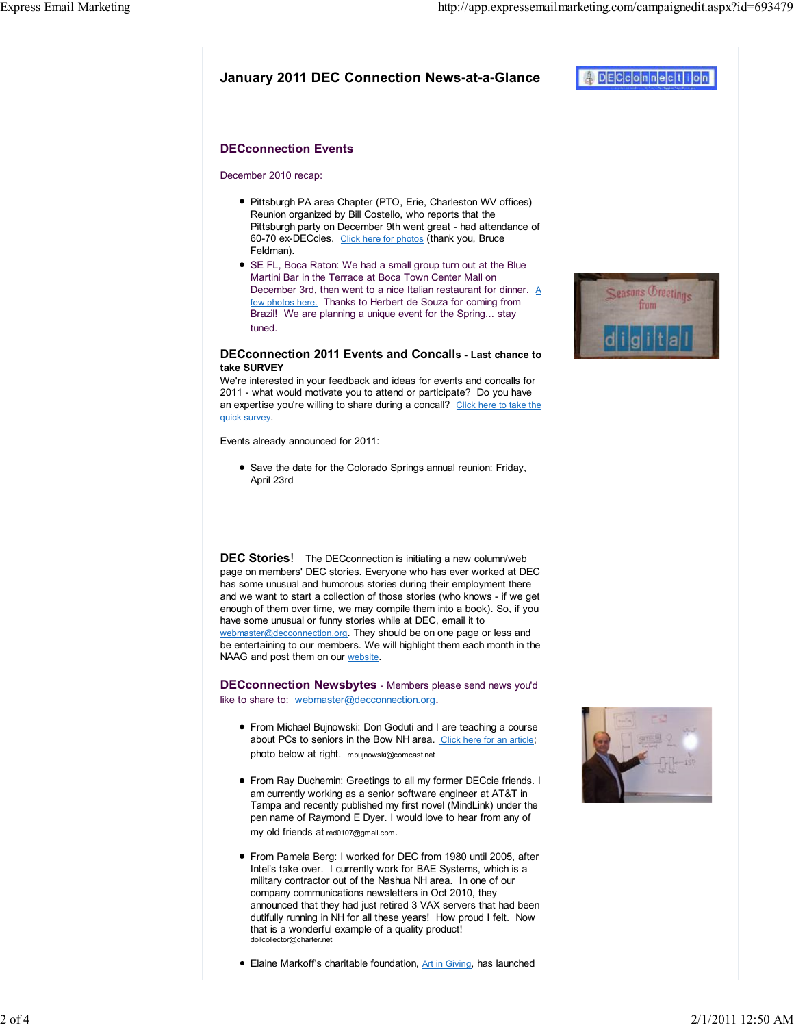# January 2011 DEC Connection News-at-a-Glance

## DECconnection Events

December 2010 recap:

- Pittsburgh PA area Chapter (PTO, Erie, Charleston WV offices) Reunion organized by Bill Costello, who reports that the Pittsburgh party on December 9th went great - had attendance of 60-70 ex-DECcies. Click here for photos (thank you, Bruce Feldman).
- SE FL, Boca Raton: We had a small group turn out at the Blue Martini Bar in the Terrace at Boca Town Center Mall on December 3rd, then went to a nice Italian restaurant for dinner. A few photos here. Thanks to Herbert de Souza for coming from Brazil! We are planning a unique event for the Spring... stay tuned.

**DECconnection 2011 Events and Concalls - Last chance to take SURVEY**

We're interested in your feedback and ideas for events and concalls for 2011 - what would motivate you to attend or participate? Do you have an expertise you're willing to share during a concall? Click here to take the quick survey.

Events already announced for 2011:

- Save the date for the Colorado Springs annual reunion: Friday, April 23rd

**DEC Stories!** The DECconnection is initiating a new column/web page on members' DEC stories. Everyone who has ever worked at DEC has some unusual and humorous stories during their employment there and we want to start a collection of those stories (who knows - if we get enough of them over time, we may compile them into a book). So, if you have some unusual or funny stories while at DEC, email it to webmaster@decconnection.org. They should be on one page or less and be entertaining to our members. We will highlight them each month in the NAAG and post them on our website.

**DECconnection Newsbytes** - Members please send news you'd like to share to: webmaster@decconnection.org.

- From Michael Bujnowski: Don Goduti and I are teaching a course about PCs to seniors in the Bow NH area. Click here for an article; photo below at right. mbujnowski@comcast.net
- From Ray Duchemin: Greetings to all my former DECcie friends. I am currently working as a senior software engineer at AT&T in Tampa and recently published my first novel (MindLink) under the pen name of Raymond E Dyer. I would love to hear from any of my old friends at red0107@gmail.com.
- From Pamela Berg: I worked for DEC from 1980 until 2005, after Intel's take over. I currently work for BAE Systems, which is a military contractor out of the Nashua NH area. In one of our company communications newsletters in Oct 2010, they announced that they had just retired 3 VAX servers that had been dutifully running in NH for all these years! How proud I felt. Now that is a wonderful example of a quality product! dollcollector@charter.net
- Elaine Markoff's charitable foundation, Art in Giving, has launched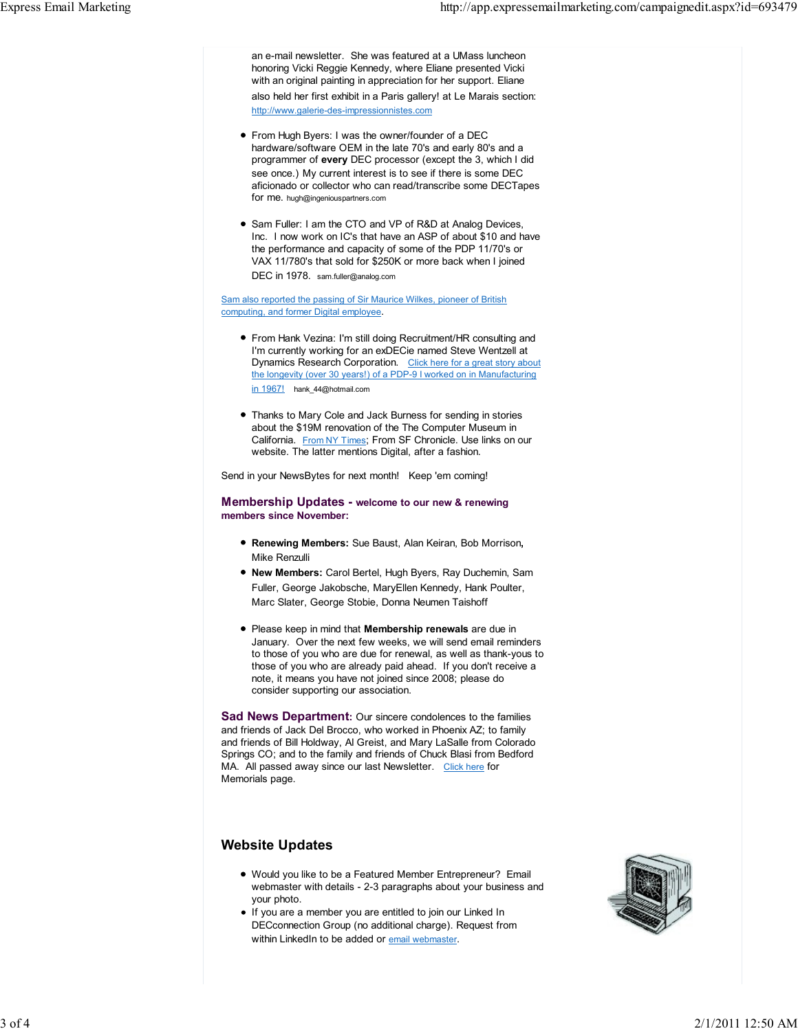an e-mail newsletter. She was featured at a UMass luncheon honoring Vicki Reggie Kennedy, where Eliane presented Vicki with an original painting in appreciation for her support. Eliane also held her first exhibit in a Paris gallery! at Le Marais section: http://www.galerie-des-impressionnistes.com

- From Hugh Byers: I was the owner/founder of a DEC hardware/software OEM in the late 70's and early 80's and a programmer of **every** DEC processor (except the 3, which I did see once.) My current interest is to see if there is some DEC aficionado or collector who can read/transcribe some DECTapes for me. hugh@ingeniouspartners.com

- Sam Fuller: I am the CTO and VP of R&D at Analog Devices, Inc. I now work on IC's that have an ASP of about $10 and have the performance and capacity of some of the PDP 11/70's or VAX 11/780's that sold for $250K or more back when I joined DEC in 1978. sam.fuller@analog.com

Sam also reported the passing of Sir Maurice Wilkes, pioneer of British computing, and former Digital employee.

- From Hank Vezina: I'm still doing Recruitment/HR consulting and I'm currently working for an exDECie named Steve Wentzell at Dynamics Research Corporation. Click here for a great story about the longevity (over 30 years!) of a PDP-9 I worked on in Manufacturing in 1967! hank_44@hotmail.com

- Thanks to Mary Cole and Jack Burness for sending in stories about the $19M renovation of the The Computer Museum in California. From NY Times; From SF Chronicle. Use links on our website. The latter mentions Digital, after a fashion.

Send in your NewsBytes for next month! Keep 'em coming!

## Membership Updates - welcome to our new & renewing members since November:

- **Renewing Members:** Sue Baust, Alan Keiran, Bob Morrison, Mike Renzulli
- **New Members:** Carol Bertel, Hugh Byers, Ray Duchemin, Sam Fuller, George Jakobsche, MaryEllen Kennedy, Hank Poulter, Marc Slater, George Stobie, Donna Neumen Taishoff

- Please keep in mind that **Membership renewals** are due in January. Over the next few weeks, we will send email reminders to those of you who are due for renewal, as well as thank-yous to those of you who are already paid ahead. If you don't receive a note, it means you have not joined since 2008; please do consider supporting our association.

**Sad News Department:** Our sincere condolences to the families and friends of Jack Del Brocco, who worked in Phoenix AZ; to family and friends of Bill Holdway, Al Greist, and Mary LaSalle from Colorado Springs CO; and to the family and friends of Chuck Blasi from Bedford MA. All passed away since our last Newsletter. Click here for Memorials page.

## Website Updates

- Would you like to be a Featured Member Entrepreneur? Email webmaster with details - 2-3 paragraphs about your business and your photo.
- If you are a member you are entitled to join our Linked In DECconnection Group (no additional charge). Request from within LinkedIn to be added or email webmaster.